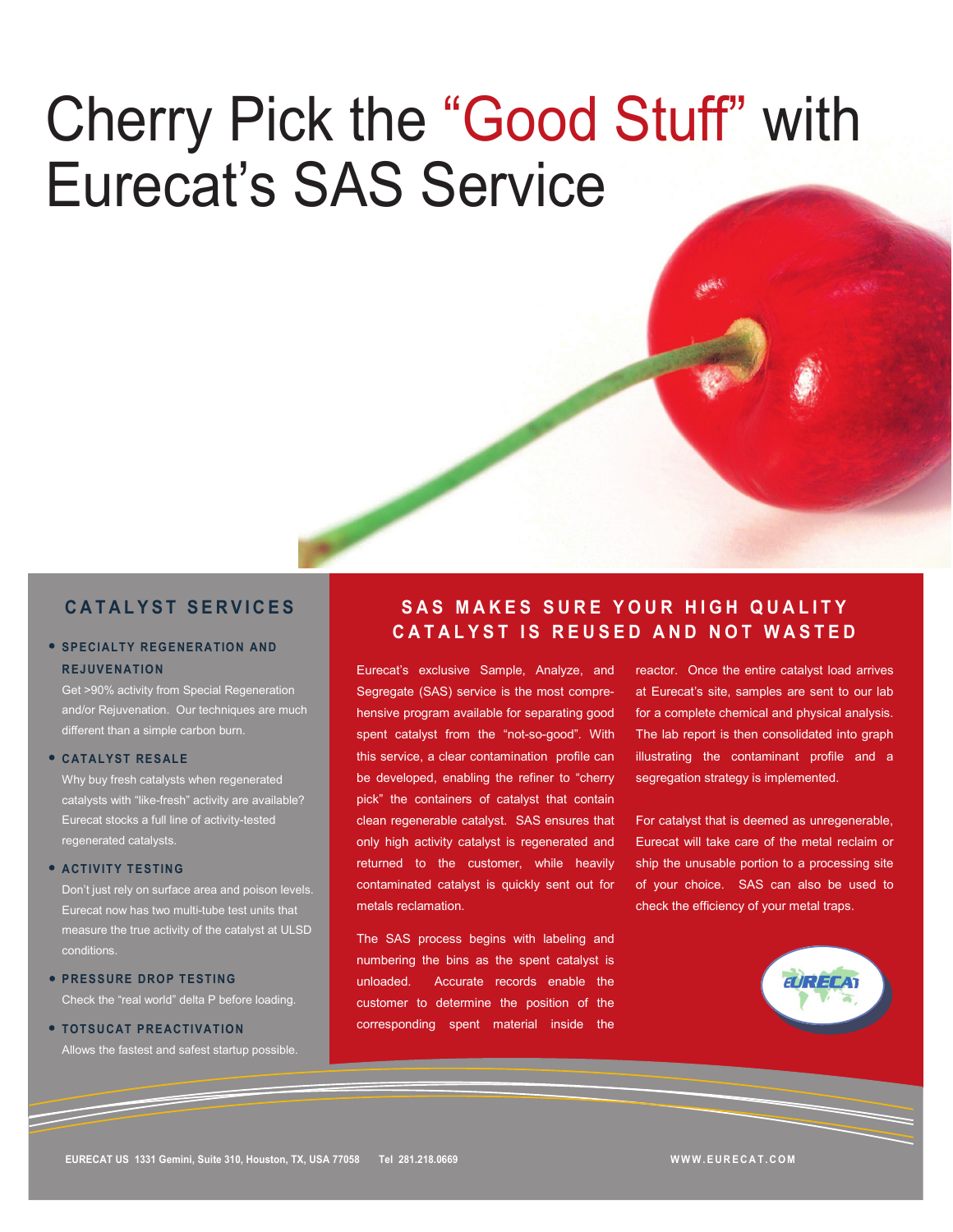# Cherry Pick the "Good Stuff" with Eurecat's SAS Service

## CATALYST SERVICES

- **SPECIALTY REGENERATION AND REJUVENATION**
  Get >90% activity from Special Regeneration and/or Rejuvenation. Our techniques are much different than a simple carbon burn.

- **CATALYST RESALE**
  Why buy fresh catalysts when regenerated catalysts with "like-fresh" activity are available? Eurecat stocks a full line of activity-tested regenerated catalysts.

- **ACTIVITY TESTING**
  Don't just rely on surface area and poison levels. Eurecat now has two multi-tube test units that measure the true activity of the catalyst at ULSD conditions.

- **PRESSURE DROP TESTING**
  Check the "real world" delta P before loading.

- **TOTSUCAT PREACTIVATION**
  Allows the fastest and safest startup possible.

## SAS MAKES SURE YOUR HIGH QUALITY CATALYST IS REUSED AND NOT WASTED

Eurecat's exclusive Sample, Analyze, and Segregate (SAS) service is the most comprehensive program available for separating good spent catalyst from the "not-so-good". With this service, a clear contamination profile can be developed, enabling the refiner to "cherry pick" the containers of catalyst that contain clean regenerable catalyst. SAS ensures that only high activity catalyst is regenerated and returned to the customer, while heavily contaminated catalyst is quickly sent out for metals reclamation.

The SAS process begins with labeling and numbering the bins as the spent catalyst is unloaded. Accurate records enable the customer to determine the position of the corresponding spent material inside the reactor. Once the entire catalyst load arrives at Eurecat's site, samples are sent to our lab for a complete chemical and physical analysis. The lab report is then consolidated into graph illustrating the contaminant profile and a segregation strategy is implemented.

For catalyst that is deemed as unregenerable, Eurecat will take care of the metal reclaim or ship the unusable portion to a processing site of your choice. SAS can also be used to check the efficiency of your metal traps.

EURECAT

EURECAT US 1331 Gemini, Suite 310, Houston, TX, USA 77058 Tel 281.218.0669

WWW.EURECAT.COM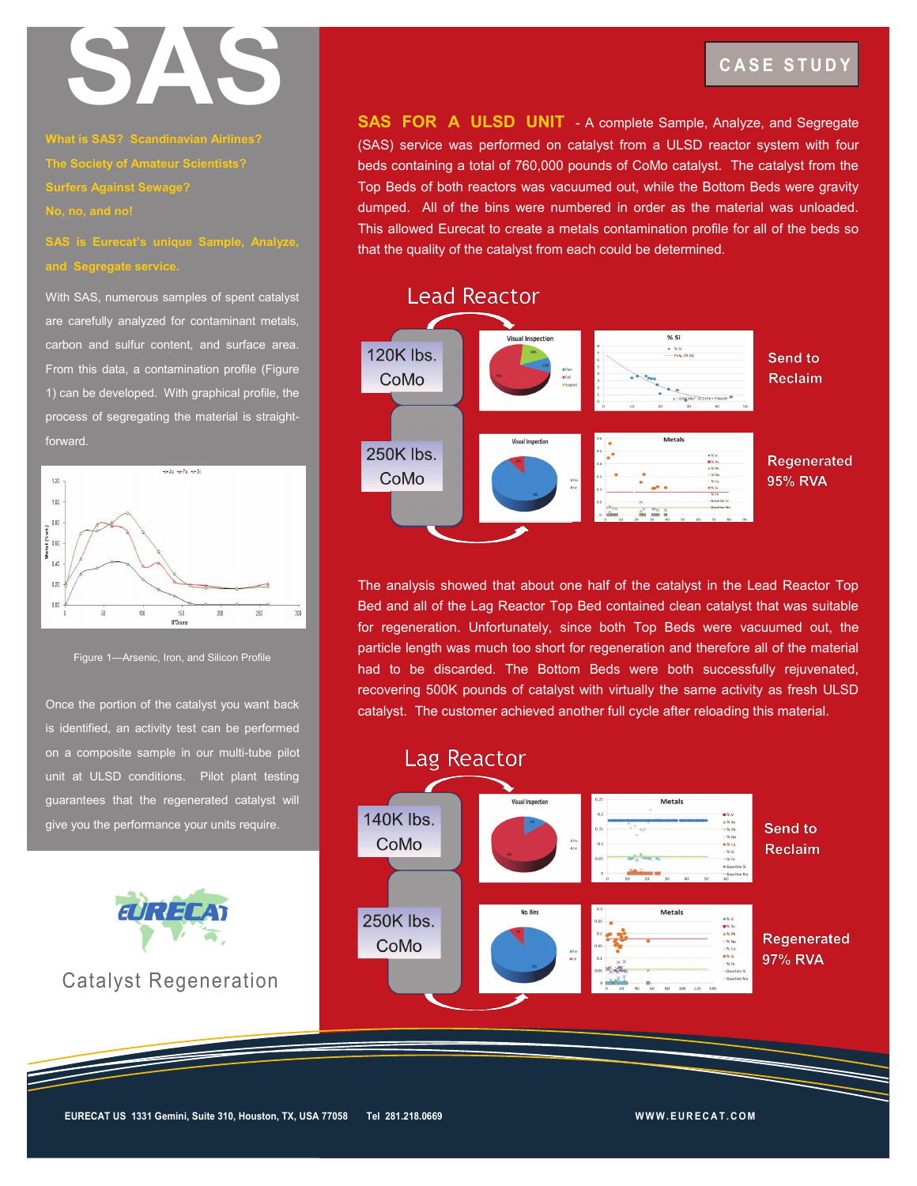# SAS

**What is SAS? Scandinavian Airlines?**
**The Society of Amateur Scientists?**
**Surfers Against Sewage?**
**No, no, and no!**

**SAS is Eurecat's unique Sample, Analyze, and Segregate service.**

With SAS, numerous samples of spent catalyst are carefully analyzed for contaminant metals, carbon and sulfur content, and surface area. From this data, a contamination profile (Figure 1) can be developed. With graphical profile, the process of segregating the material is straight-forward.

Figure 1—Arsenic, Iron, and Silicon Profile

Once the portion of the catalyst you want back is identified, an activity test can be performed on a composite sample in our multi-tube pilot unit at ULSD conditions. Pilot plant testing guarantees that the regenerated catalyst will give you the performance your units require.

EURECAT

Catalyst Regeneration

CASE STUDY

**SAS FOR A ULSD UNIT** - A complete Sample, Analyze, and Segregate (SAS) service was performed on catalyst from a ULSD reactor system with four beds containing a total of 760,000 pounds of CoMo catalyst. The catalyst from the Top Beds of both reactors was vacuumed out, while the Bottom Beds were gravity dumped. All of the bins were numbered in order as the material was unloaded. This allowed Eurecat to create a metals contamination profile for all of the beds so that the quality of the catalyst from each could be determined.

## Lead Reactor

120K lbs. CoMo — Send to Reclaim

250K lbs. CoMo — Regenerated 95% RVA

The analysis showed that about one half of the catalyst in the Lead Reactor Top Bed and all of the Lag Reactor Top Bed contained clean catalyst that was suitable for regeneration. Unfortunately, since both Top Beds were vacuumed out, the particle length was much too short for regeneration and therefore all of the material had to be discarded. The Bottom Beds were both successfully rejuvenated, recovering 500K pounds of catalyst with virtually the same activity as fresh ULSD catalyst. The customer achieved another full cycle after reloading this material.

## Lag Reactor

140K lbs. CoMo — Send to Reclaim

250K lbs. CoMo — Regenerated 97% RVA

EURECAT US 1331 Gemini, Suite 310, Houston, TX, USA 77058 Tel 281.218.0669

WWW.EURECAT.COM